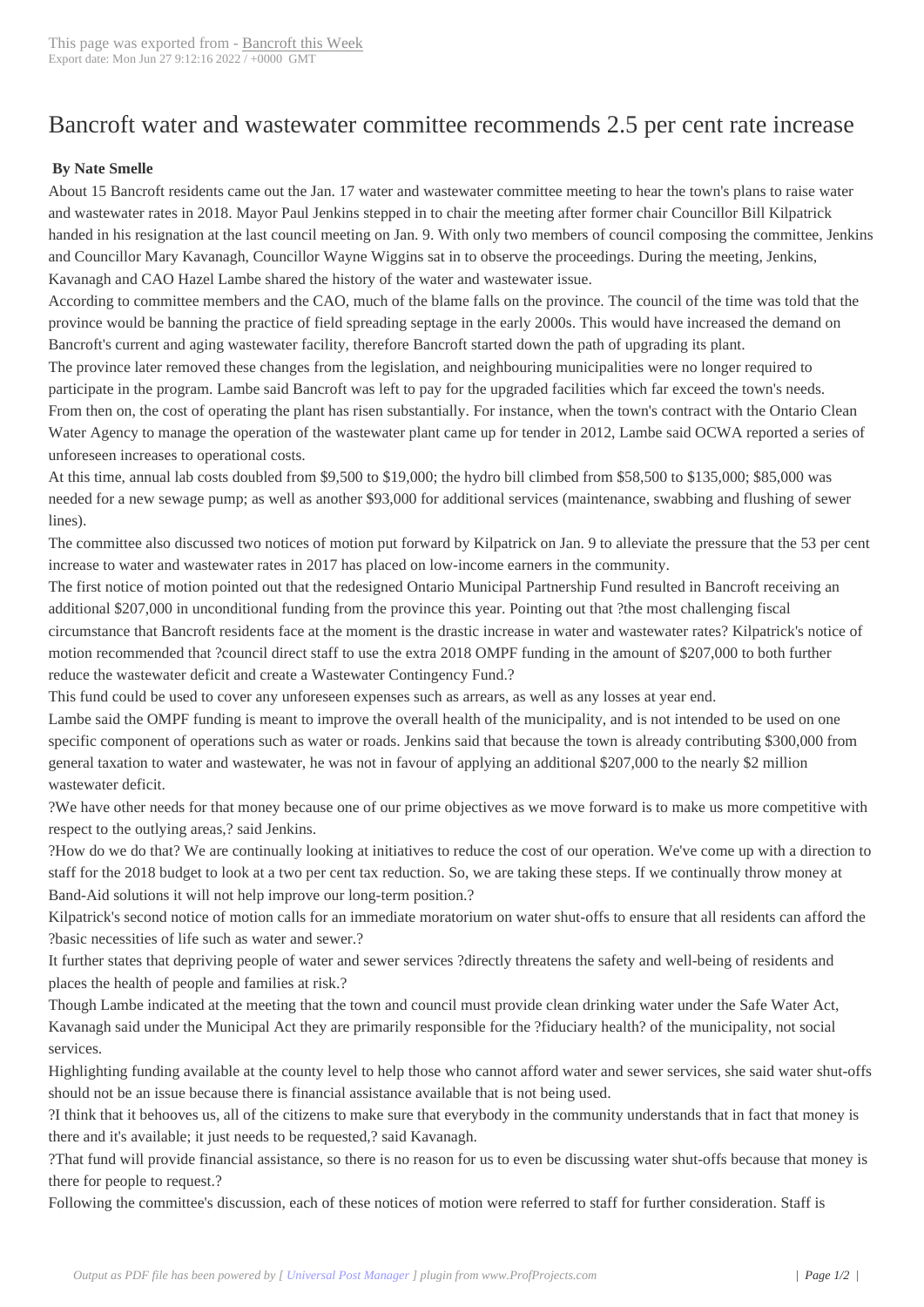# Bancroft water and wastewater committee recommends 2.5 per cent rate increase

**By Nate Smelle**

About 15 Bancroft residents came out the Jan. 17 water and wastewater committee meeting to hear the town's plans to raise water and wastewater rates in 2018. Mayor Paul Jenkins stepped in to chair the meeting after former chair Councillor Bill Kilpatrick handed in his resignation at the last council meeting on Jan. 9. With only two members of council composing the committee, Jenkins and Councillor Mary Kavanagh, Councillor Wayne Wiggins sat in to observe the proceedings. During the meeting, Jenkins, Kavanagh and CAO Hazel Lambe shared the history of the water and wastewater issue.

According to committee members and the CAO, much of the blame falls on the province. The council of the time was told that the province would be banning the practice of field spreading septage in the early 2000s. This would have increased the demand on Bancroft's current and aging wastewater facility, therefore Bancroft started down the path of upgrading its plant.

The province later removed these changes from the legislation, and neighbouring municipalities were no longer required to participate in the program. Lambe said Bancroft was left to pay for the upgraded facilities which far exceed the town's needs.

From then on, the cost of operating the plant has risen substantially. For instance, when the town's contract with the Ontario Clean Water Agency to manage the operation of the wastewater plant came up for tender in 2012, Lambe said OCWA reported a series of unforeseen increases to operational costs.

At this time, annual lab costs doubled from $9,500 to $19,000; the hydro bill climbed from $58,500 to $135,000; $85,000 was needed for a new sewage pump; as well as another $93,000 for additional services (maintenance, swabbing and flushing of sewer lines).

The committee also discussed two notices of motion put forward by Kilpatrick on Jan. 9 to alleviate the pressure that the 53 per cent increase to water and wastewater rates in 2017 has placed on low-income earners in the community.

The first notice of motion pointed out that the redesigned Ontario Municipal Partnership Fund resulted in Bancroft receiving an additional $207,000 in unconditional funding from the province this year. Pointing out that ?the most challenging fiscal circumstance that Bancroft residents face at the moment is the drastic increase in water and wastewater rates? Kilpatrick's notice of motion recommended that ?council direct staff to use the extra 2018 OMPF funding in the amount of $207,000 to both further reduce the wastewater deficit and create a Wastewater Contingency Fund.?

This fund could be used to cover any unforeseen expenses such as arrears, as well as any losses at year end.

Lambe said the OMPF funding is meant to improve the overall health of the municipality, and is not intended to be used on one specific component of operations such as water or roads. Jenkins said that because the town is already contributing $300,000 from general taxation to water and wastewater, he was not in favour of applying an additional $207,000 to the nearly $2 million wastewater deficit.

?We have other needs for that money because one of our prime objectives as we move forward is to make us more competitive with respect to the outlying areas,? said Jenkins.

?How do we do that? We are continually looking at initiatives to reduce the cost of our operation. We've come up with a direction to staff for the 2018 budget to look at a two per cent tax reduction. So, we are taking these steps. If we continually throw money at Band-Aid solutions it will not help improve our long-term position.?

Kilpatrick's second notice of motion calls for an immediate moratorium on water shut-offs to ensure that all residents can afford the ?basic necessities of life such as water and sewer.?

It further states that depriving people of water and sewer services ?directly threatens the safety and well-being of residents and places the health of people and families at risk.?

Though Lambe indicated at the meeting that the town and council must provide clean drinking water under the Safe Water Act, Kavanagh said under the Municipal Act they are primarily responsible for the ?fiduciary health? of the municipality, not social services.

Highlighting funding available at the county level to help those who cannot afford water and sewer services, she said water shut-offs should not be an issue because there is financial assistance available that is not being used.

?I think that it behooves us, all of the citizens to make sure that everybody in the community understands that in fact that money is there and it's available; it just needs to be requested,? said Kavanagh.

?That fund will provide financial assistance, so there is no reason for us to even be discussing water shut-offs because that money is there for people to request.?

Following the committee's discussion, each of these notices of motion were referred to staff for further consideration. Staff is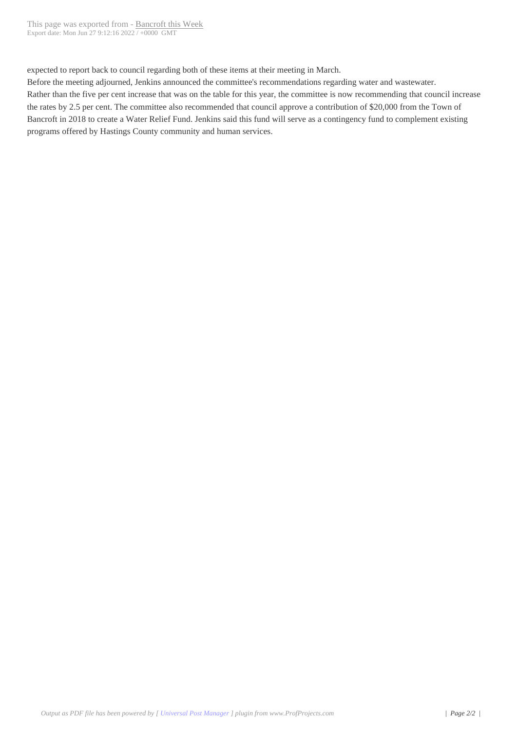expected to report back to council regarding both of these items at their meeting in March.

Before the meeting adjourned, Jenkins announced the committee's recommendations regarding water and wastewater.

Rather than the five per cent increase that was on the table for this year, the committee is now recommending that council increase the rates by 2.5 per cent. The committee also recommended that council approve a contribution of $20,000 from the Town of Bancroft in 2018 to create a Water Relief Fund. Jenkins said this fund will serve as a contingency fund to complement existing programs offered by Hastings County community and human services.